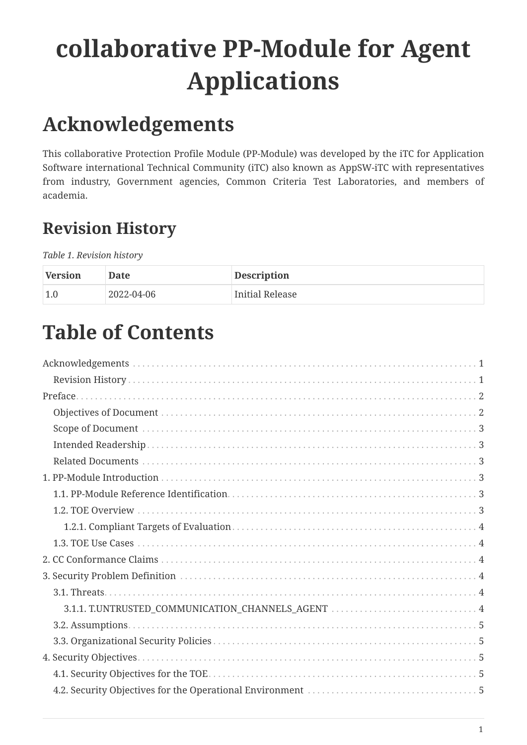# collaborative PP-Module for Agent Applications

## Acknowledgements

This collaborative Protection Profile Module (PP-Module) was developed by the iTC for Application Software international Technical Community (iTC) also known as AppSW-iTC with representatives from industry, Government agencies, Common Criteria Test Laboratories, and members of academia.

### Revision History

*Table 1. Revision history*

| Version | Date | Description |
| --- | --- | --- |
| 1.0 | 2022-04-06 | Initial Release |

# Table of Contents

- Acknowledgements . . . 1
  - Revision History . . . 1
- Preface . . . 2
  - Objectives of Document . . . 2
  - Scope of Document . . . 3
  - Intended Readership . . . 3
  - Related Documents . . . 3
- 1. PP-Module Introduction . . . 3
  - 1.1. PP-Module Reference Identification . . . 3
  - 1.2. TOE Overview . . . 3
    - 1.2.1. Compliant Targets of Evaluation . . . 4
  - 1.3. TOE Use Cases . . . 4
- 2. CC Conformance Claims . . . 4
- 3. Security Problem Definition . . . 4
  - 3.1. Threats . . . 4
    - 3.1.1. T.UNTRUSTED_COMMUNICATION_CHANNELS_AGENT . . . 4
  - 3.2. Assumptions . . . 5
  - 3.3. Organizational Security Policies . . . 5
- 4. Security Objectives . . . 5
  - 4.1. Security Objectives for the TOE . . . 5
  - 4.2. Security Objectives for the Operational Environment . . . 5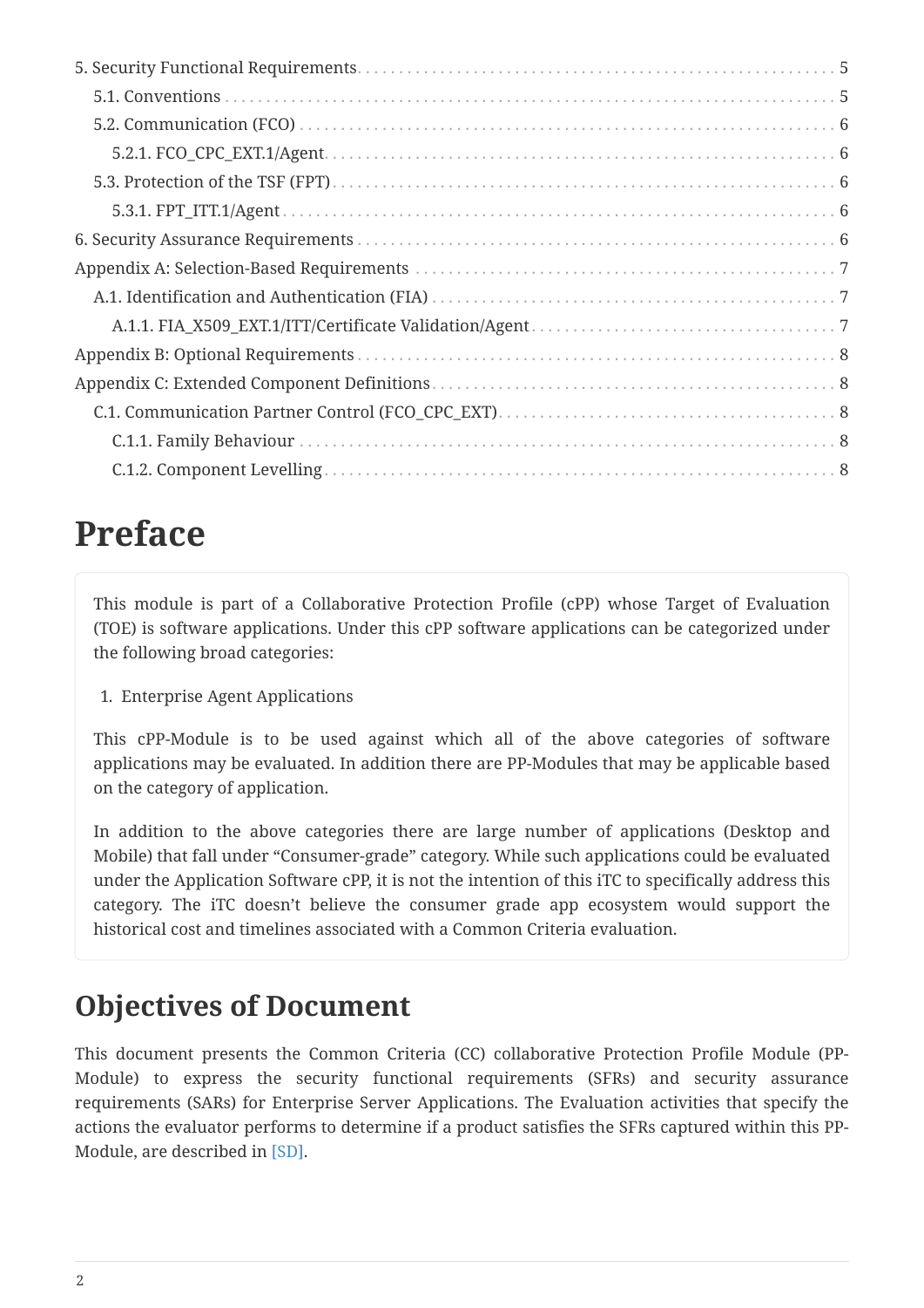5. Security Functional Requirements . . . 5
  5.1. Conventions . . . 5
  5.2. Communication (FCO) . . . 6
    5.2.1. FCO_CPC_EXT.1/Agent . . . 6
  5.3. Protection of the TSF (FPT) . . . 6
    5.3.1. FPT_ITT.1/Agent . . . 6
6. Security Assurance Requirements . . . 6
Appendix A: Selection-Based Requirements . . . 7
  A.1. Identification and Authentication (FIA) . . . 7
    A.1.1. FIA_X509_EXT.1/ITT/Certificate Validation/Agent . . . 7
Appendix B: Optional Requirements . . . 8
Appendix C: Extended Component Definitions . . . 8
  C.1. Communication Partner Control (FCO_CPC_EXT) . . . 8
    C.1.1. Family Behaviour . . . 8
    C.1.2. Component Levelling . . . 8

# Preface

This module is part of a Collaborative Protection Profile (cPP) whose Target of Evaluation (TOE) is software applications. Under this cPP software applications can be categorized under the following broad categories:

1. Enterprise Agent Applications

This cPP-Module is to be used against which all of the above categories of software applications may be evaluated. In addition there are PP-Modules that may be applicable based on the category of application.

In addition to the above categories there are large number of applications (Desktop and Mobile) that fall under "Consumer-grade" category. While such applications could be evaluated under the Application Software cPP, it is not the intention of this iTC to specifically address this category. The iTC doesn't believe the consumer grade app ecosystem would support the historical cost and timelines associated with a Common Criteria evaluation.

## Objectives of Document

This document presents the Common Criteria (CC) collaborative Protection Profile Module (PP-Module) to express the security functional requirements (SFRs) and security assurance requirements (SARs) for Enterprise Server Applications. The Evaluation activities that specify the actions the evaluator performs to determine if a product satisfies the SFRs captured within this PP-Module, are described in [SD].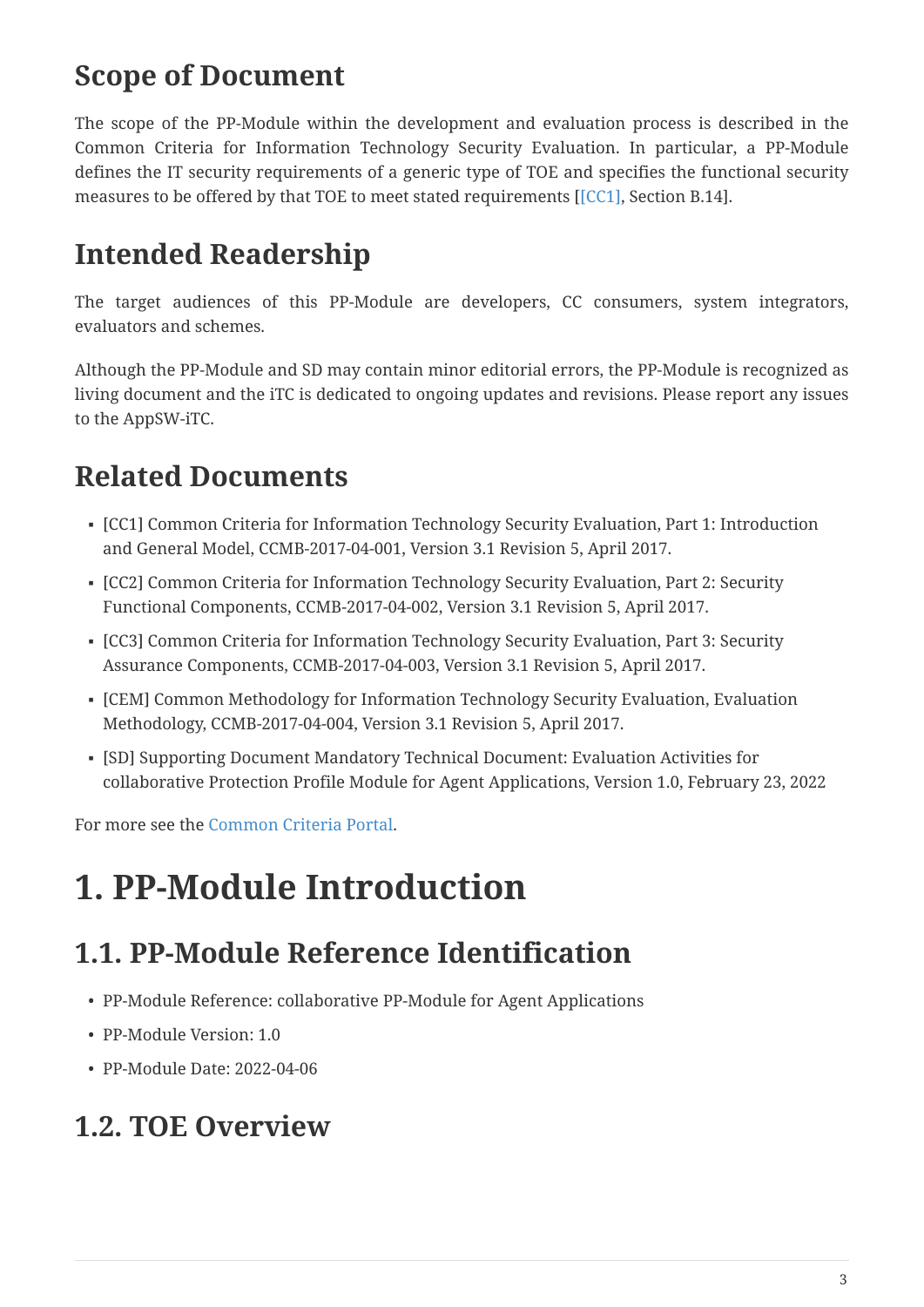## Scope of Document

The scope of the PP-Module within the development and evaluation process is described in the Common Criteria for Information Technology Security Evaluation. In particular, a PP-Module defines the IT security requirements of a generic type of TOE and specifies the functional security measures to be offered by that TOE to meet stated requirements [[CC1], Section B.14].

## Intended Readership

The target audiences of this PP-Module are developers, CC consumers, system integrators, evaluators and schemes.

Although the PP-Module and SD may contain minor editorial errors, the PP-Module is recognized as living document and the iTC is dedicated to ongoing updates and revisions. Please report any issues to the AppSW-iTC.

## Related Documents

- [CC1] Common Criteria for Information Technology Security Evaluation, Part 1: Introduction and General Model, CCMB-2017-04-001, Version 3.1 Revision 5, April 2017.
- [CC2] Common Criteria for Information Technology Security Evaluation, Part 2: Security Functional Components, CCMB-2017-04-002, Version 3.1 Revision 5, April 2017.
- [CC3] Common Criteria for Information Technology Security Evaluation, Part 3: Security Assurance Components, CCMB-2017-04-003, Version 3.1 Revision 5, April 2017.
- [CEM] Common Methodology for Information Technology Security Evaluation, Evaluation Methodology, CCMB-2017-04-004, Version 3.1 Revision 5, April 2017.
- [SD] Supporting Document Mandatory Technical Document: Evaluation Activities for collaborative Protection Profile Module for Agent Applications, Version 1.0, February 23, 2022

For more see the Common Criteria Portal.

# 1. PP-Module Introduction

## 1.1. PP-Module Reference Identification

- PP-Module Reference: collaborative PP-Module for Agent Applications
- PP-Module Version: 1.0
- PP-Module Date: 2022-04-06

## 1.2. TOE Overview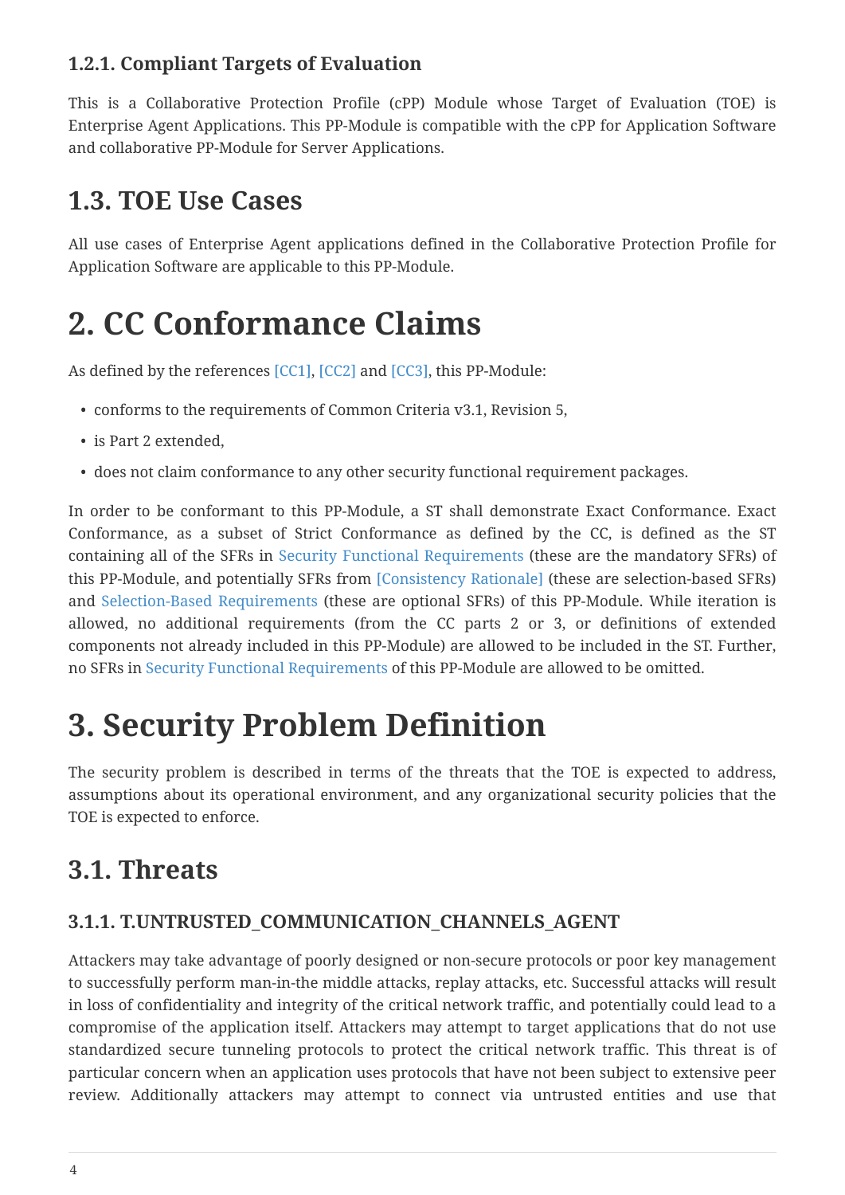### 1.2.1. Compliant Targets of Evaluation

This is a Collaborative Protection Profile (cPP) Module whose Target of Evaluation (TOE) is Enterprise Agent Applications. This PP-Module is compatible with the cPP for Application Software and collaborative PP-Module for Server Applications.

## 1.3. TOE Use Cases

All use cases of Enterprise Agent applications defined in the Collaborative Protection Profile for Application Software are applicable to this PP-Module.

# 2. CC Conformance Claims

As defined by the references [CC1], [CC2] and [CC3], this PP-Module:

- conforms to the requirements of Common Criteria v3.1, Revision 5,
- is Part 2 extended,
- does not claim conformance to any other security functional requirement packages.

In order to be conformant to this PP-Module, a ST shall demonstrate Exact Conformance. Exact Conformance, as a subset of Strict Conformance as defined by the CC, is defined as the ST containing all of the SFRs in Security Functional Requirements (these are the mandatory SFRs) of this PP-Module, and potentially SFRs from [Consistency Rationale] (these are selection-based SFRs) and Selection-Based Requirements (these are optional SFRs) of this PP-Module. While iteration is allowed, no additional requirements (from the CC parts 2 or 3, or definitions of extended components not already included in this PP-Module) are allowed to be included in the ST. Further, no SFRs in Security Functional Requirements of this PP-Module are allowed to be omitted.

# 3. Security Problem Definition

The security problem is described in terms of the threats that the TOE is expected to address, assumptions about its operational environment, and any organizational security policies that the TOE is expected to enforce.

## 3.1. Threats

### 3.1.1. T.UNTRUSTED_COMMUNICATION_CHANNELS_AGENT

Attackers may take advantage of poorly designed or non-secure protocols or poor key management to successfully perform man-in-the middle attacks, replay attacks, etc. Successful attacks will result in loss of confidentiality and integrity of the critical network traffic, and potentially could lead to a compromise of the application itself. Attackers may attempt to target applications that do not use standardized secure tunneling protocols to protect the critical network traffic. This threat is of particular concern when an application uses protocols that have not been subject to extensive peer review. Additionally attackers may attempt to connect via untrusted entities and use that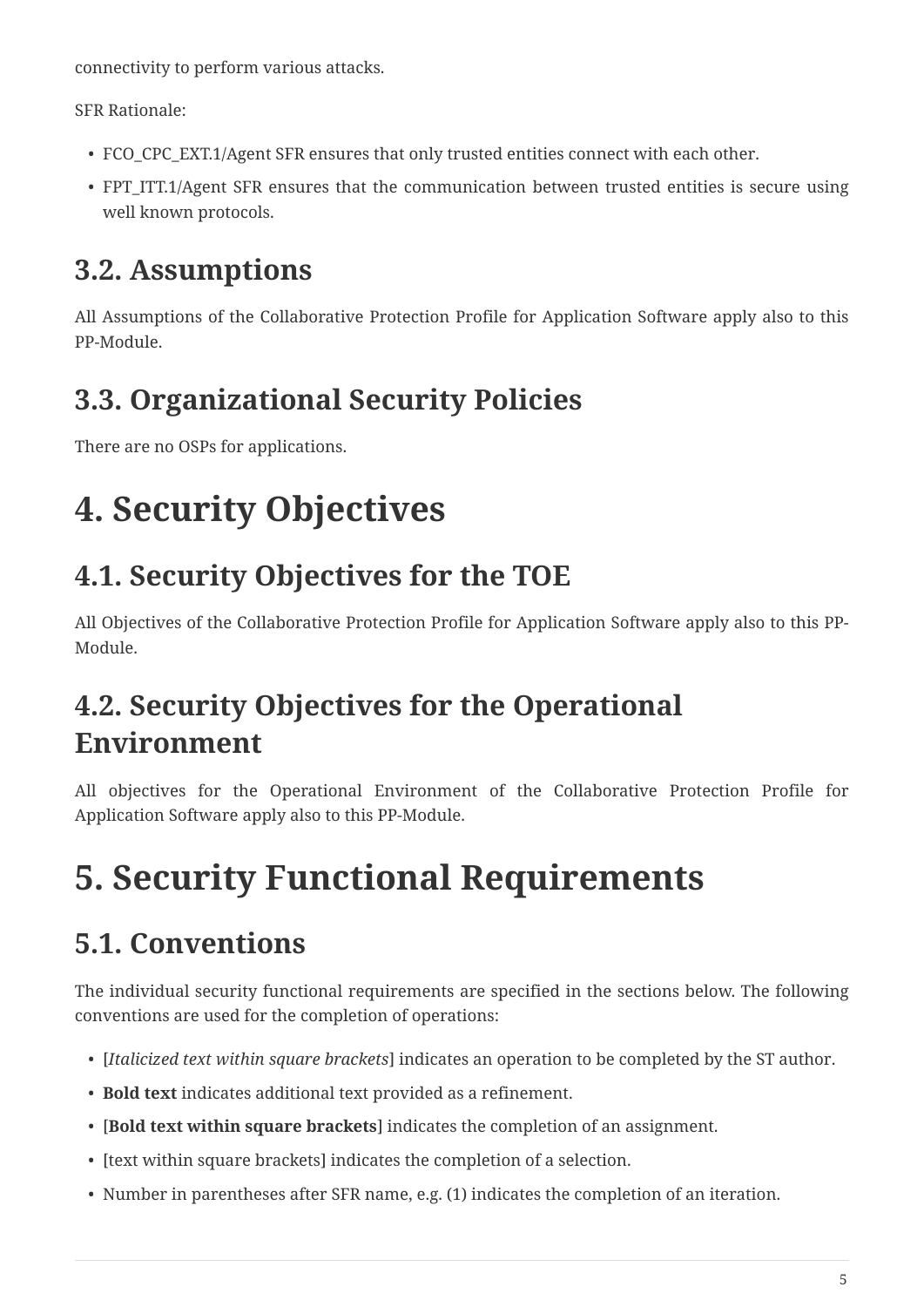connectivity to perform various attacks.

SFR Rationale:

- FCO_CPC_EXT.1/Agent SFR ensures that only trusted entities connect with each other.
- FPT_ITT.1/Agent SFR ensures that the communication between trusted entities is secure using well known protocols.

## 3.2. Assumptions

All Assumptions of the Collaborative Protection Profile for Application Software apply also to this PP-Module.

## 3.3. Organizational Security Policies

There are no OSPs for applications.

# 4. Security Objectives

## 4.1. Security Objectives for the TOE

All Objectives of the Collaborative Protection Profile for Application Software apply also to this PP-Module.

## 4.2. Security Objectives for the Operational Environment

All objectives for the Operational Environment of the Collaborative Protection Profile for Application Software apply also to this PP-Module.

# 5. Security Functional Requirements

## 5.1. Conventions

The individual security functional requirements are specified in the sections below. The following conventions are used for the completion of operations:

- [*Italicized text within square brackets*] indicates an operation to be completed by the ST author.
- **Bold text** indicates additional text provided as a refinement.
- [**Bold text within square brackets**] indicates the completion of an assignment.
- [text within square brackets] indicates the completion of a selection.
- Number in parentheses after SFR name, e.g. (1) indicates the completion of an iteration.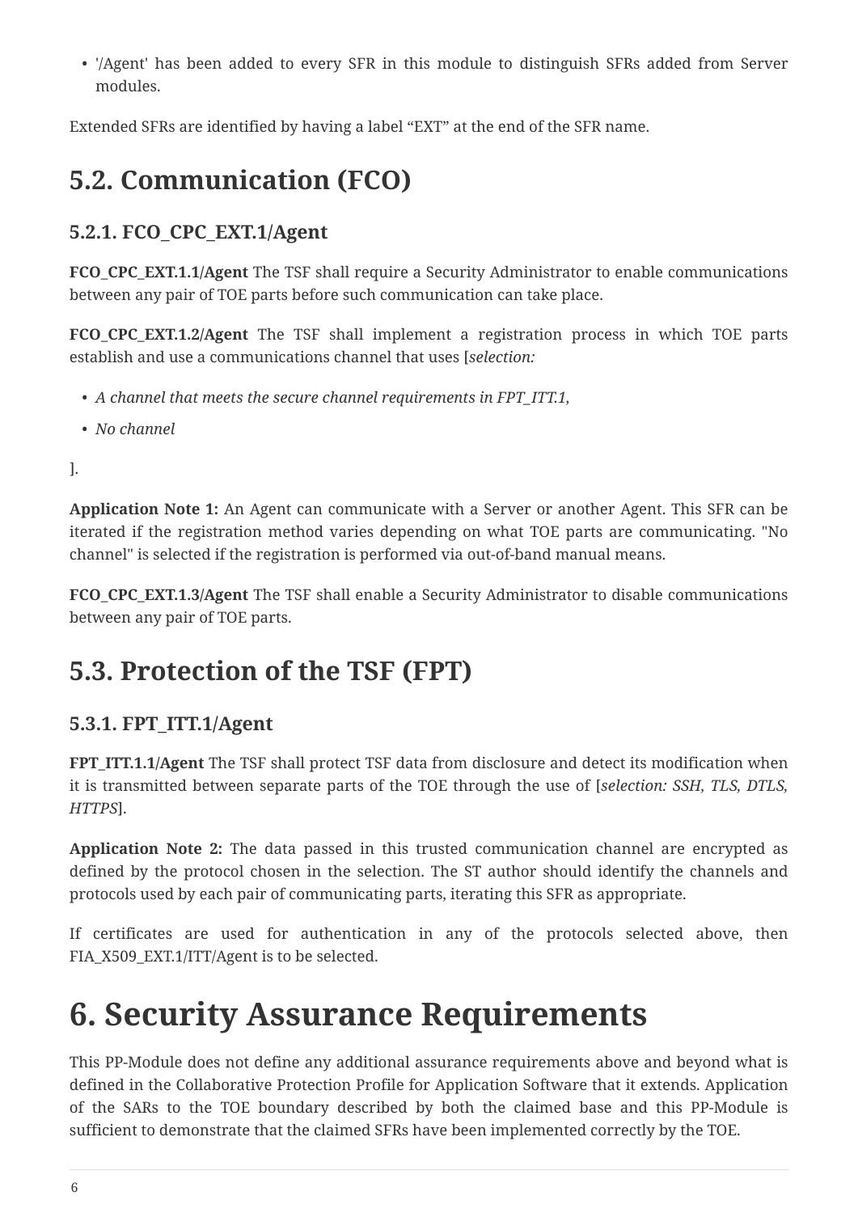- '/Agent' has been added to every SFR in this module to distinguish SFRs added from Server modules.

Extended SFRs are identified by having a label “EXT” at the end of the SFR name.

## 5.2. Communication (FCO)

### 5.2.1. FCO_CPC_EXT.1/Agent

**FCO_CPC_EXT.1.1/Agent** The TSF shall require a Security Administrator to enable communications between any pair of TOE parts before such communication can take place.

**FCO_CPC_EXT.1.2/Agent** The TSF shall implement a registration process in which TOE parts establish and use a communications channel that uses [*selection:*

- *A channel that meets the secure channel requirements in FPT_ITT.1,*
- *No channel*

].

**Application Note 1:** An Agent can communicate with a Server or another Agent. This SFR can be iterated if the registration method varies depending on what TOE parts are communicating. "No channel" is selected if the registration is performed via out-of-band manual means.

**FCO_CPC_EXT.1.3/Agent** The TSF shall enable a Security Administrator to disable communications between any pair of TOE parts.

## 5.3. Protection of the TSF (FPT)

### 5.3.1. FPT_ITT.1/Agent

**FPT_ITT.1.1/Agent** The TSF shall protect TSF data from disclosure and detect its modification when it is transmitted between separate parts of the TOE through the use of [*selection: SSH, TLS, DTLS, HTTPS*].

**Application Note 2:** The data passed in this trusted communication channel are encrypted as defined by the protocol chosen in the selection. The ST author should identify the channels and protocols used by each pair of communicating parts, iterating this SFR as appropriate.

If certificates are used for authentication in any of the protocols selected above, then FIA_X509_EXT.1/ITT/Agent is to be selected.

# 6. Security Assurance Requirements

This PP-Module does not define any additional assurance requirements above and beyond what is defined in the Collaborative Protection Profile for Application Software that it extends. Application of the SARs to the TOE boundary described by both the claimed base and this PP-Module is sufficient to demonstrate that the claimed SFRs have been implemented correctly by the TOE.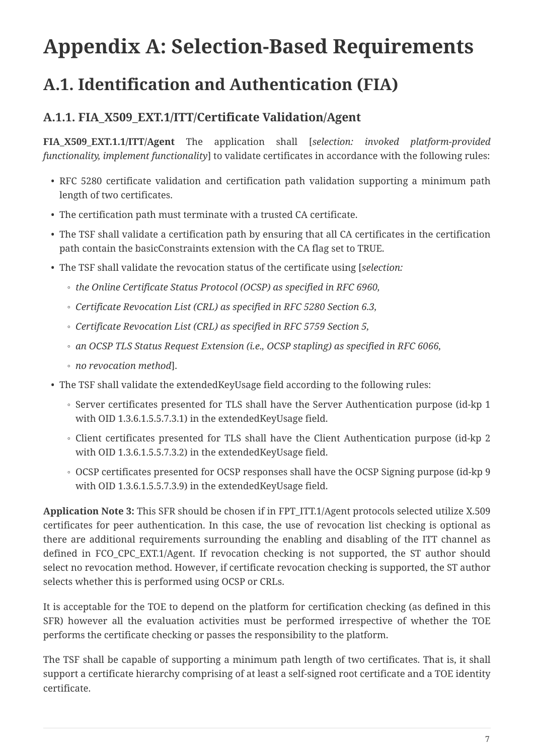# Appendix A: Selection-Based Requirements

## A.1. Identification and Authentication (FIA)

### A.1.1. FIA_X509_EXT.1/ITT/Certificate Validation/Agent

**FIA_X509_EXT.1.1/ITT/Agent** The application shall [*selection: invoked platform-provided functionality, implement functionality*] to validate certificates in accordance with the following rules:

- RFC 5280 certificate validation and certification path validation supporting a minimum path length of two certificates.
- The certification path must terminate with a trusted CA certificate.
- The TSF shall validate a certification path by ensuring that all CA certificates in the certification path contain the basicConstraints extension with the CA flag set to TRUE.
- The TSF shall validate the revocation status of the certificate using [*selection:*
  - *the Online Certificate Status Protocol (OCSP) as specified in RFC 6960,*
  - *Certificate Revocation List (CRL) as specified in RFC 5280 Section 6.3,*
  - *Certificate Revocation List (CRL) as specified in RFC 5759 Section 5,*
  - *an OCSP TLS Status Request Extension (i.e., OCSP stapling) as specified in RFC 6066,*
  - *no revocation method*].
- The TSF shall validate the extendedKeyUsage field according to the following rules:
  - Server certificates presented for TLS shall have the Server Authentication purpose (id-kp 1 with OID 1.3.6.1.5.5.7.3.1) in the extendedKeyUsage field.
  - Client certificates presented for TLS shall have the Client Authentication purpose (id-kp 2 with OID 1.3.6.1.5.5.7.3.2) in the extendedKeyUsage field.
  - OCSP certificates presented for OCSP responses shall have the OCSP Signing purpose (id-kp 9 with OID 1.3.6.1.5.5.7.3.9) in the extendedKeyUsage field.

**Application Note 3:** This SFR should be chosen if in FPT_ITT.1/Agent protocols selected utilize X.509 certificates for peer authentication. In this case, the use of revocation list checking is optional as there are additional requirements surrounding the enabling and disabling of the ITT channel as defined in FCO_CPC_EXT.1/Agent. If revocation checking is not supported, the ST author should select no revocation method. However, if certificate revocation checking is supported, the ST author selects whether this is performed using OCSP or CRLs.

It is acceptable for the TOE to depend on the platform for certification checking (as defined in this SFR) however all the evaluation activities must be performed irrespective of whether the TOE performs the certificate checking or passes the responsibility to the platform.

The TSF shall be capable of supporting a minimum path length of two certificates. That is, it shall support a certificate hierarchy comprising of at least a self-signed root certificate and a TOE identity certificate.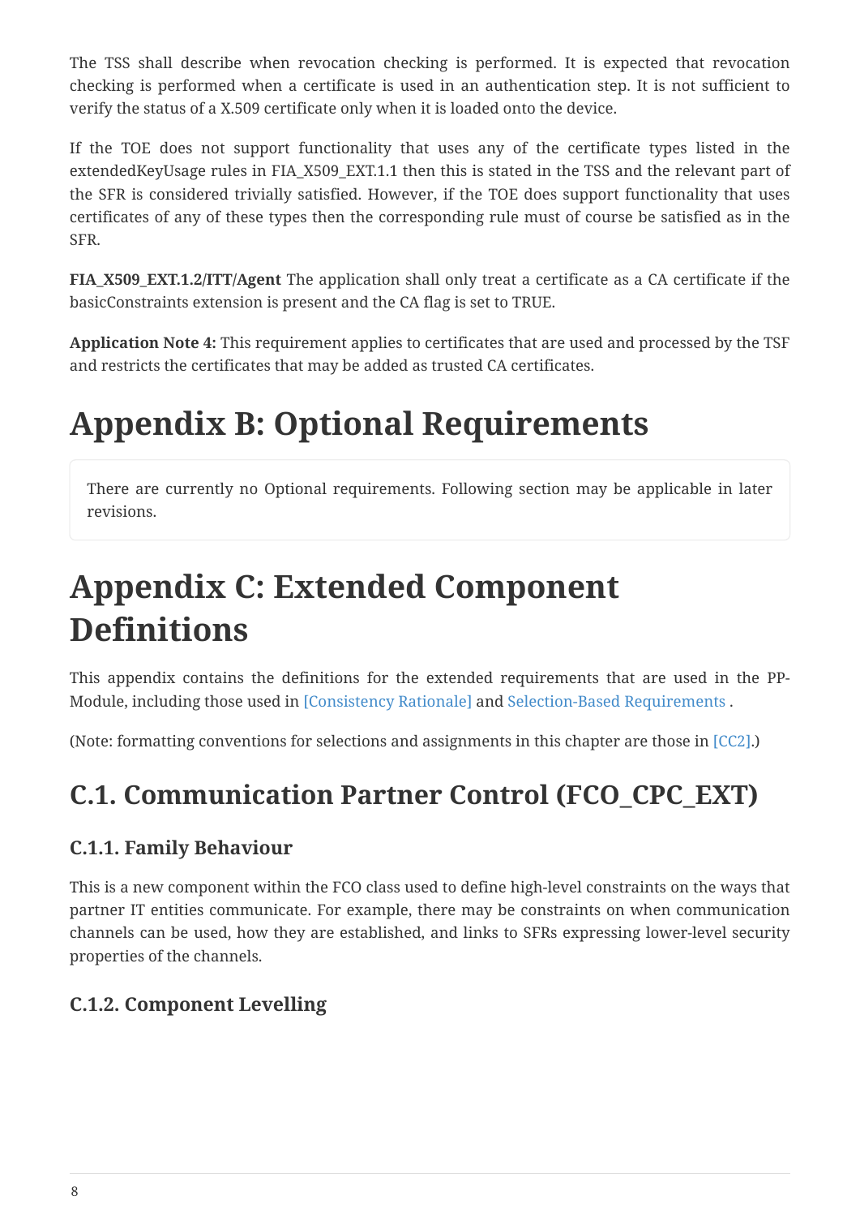The TSS shall describe when revocation checking is performed. It is expected that revocation checking is performed when a certificate is used in an authentication step. It is not sufficient to verify the status of a X.509 certificate only when it is loaded onto the device.

If the TOE does not support functionality that uses any of the certificate types listed in the extendedKeyUsage rules in FIA_X509_EXT.1.1 then this is stated in the TSS and the relevant part of the SFR is considered trivially satisfied. However, if the TOE does support functionality that uses certificates of any of these types then the corresponding rule must of course be satisfied as in the SFR.

**FIA_X509_EXT.1.2/ITT/Agent** The application shall only treat a certificate as a CA certificate if the basicConstraints extension is present and the CA flag is set to TRUE.

**Application Note 4:** This requirement applies to certificates that are used and processed by the TSF and restricts the certificates that may be added as trusted CA certificates.

# Appendix B: Optional Requirements

There are currently no Optional requirements. Following section may be applicable in later revisions.

# Appendix C: Extended Component Definitions

This appendix contains the definitions for the extended requirements that are used in the PP-Module, including those used in [Consistency Rationale] and Selection-Based Requirements .

(Note: formatting conventions for selections and assignments in this chapter are those in [CC2].)

## C.1. Communication Partner Control (FCO_CPC_EXT)

### C.1.1. Family Behaviour

This is a new component within the FCO class used to define high-level constraints on the ways that partner IT entities communicate. For example, there may be constraints on when communication channels can be used, how they are established, and links to SFRs expressing lower-level security properties of the channels.

### C.1.2. Component Levelling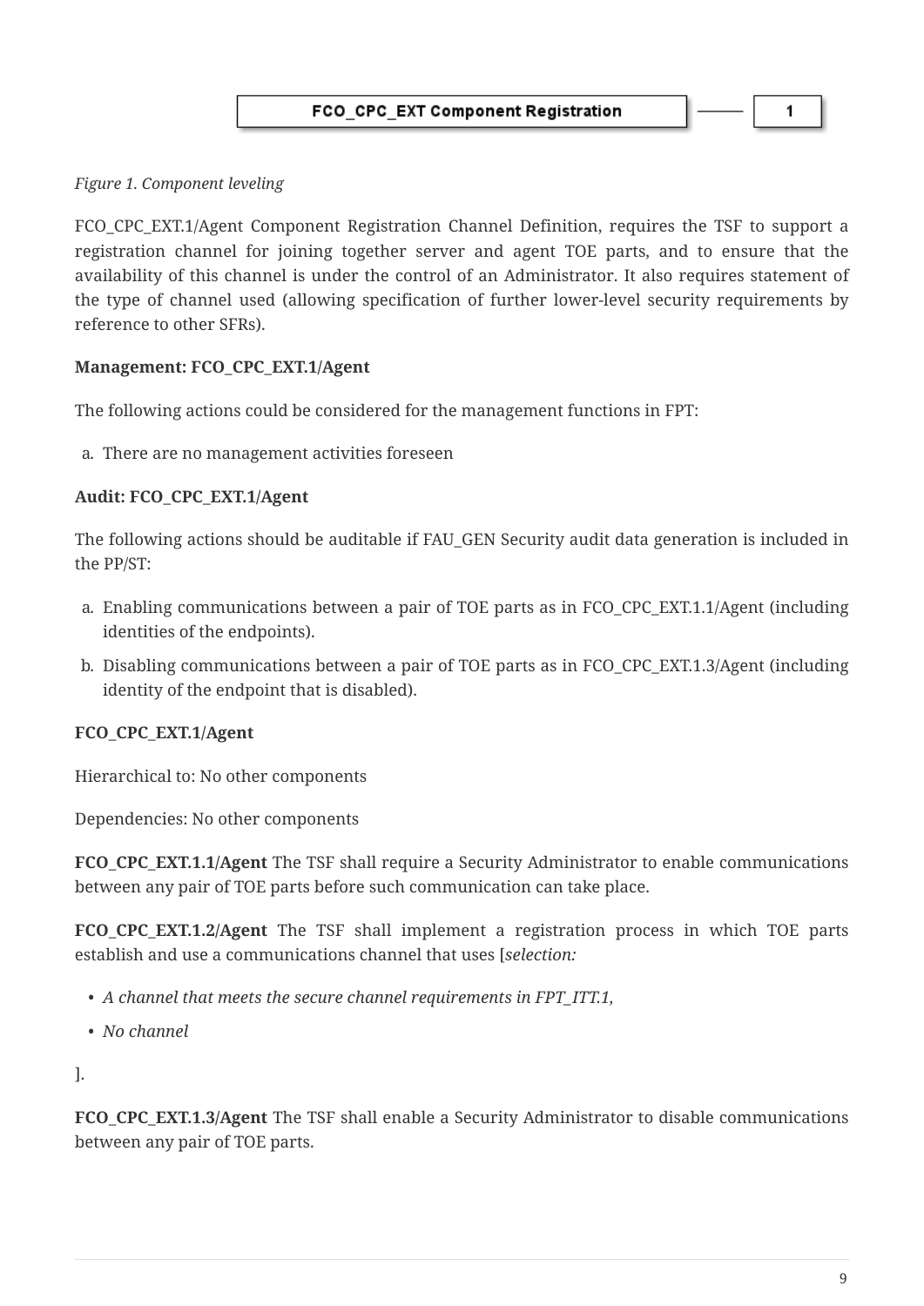FCO_CPC_EXT Component Registration — 1

*Figure 1. Component leveling*

FCO_CPC_EXT.1/Agent Component Registration Channel Definition, requires the TSF to support a registration channel for joining together server and agent TOE parts, and to ensure that the availability of this channel is under the control of an Administrator. It also requires statement of the type of channel used (allowing specification of further lower-level security requirements by reference to other SFRs).

**Management: FCO_CPC_EXT.1/Agent**

The following actions could be considered for the management functions in FPT:

a. There are no management activities foreseen

**Audit: FCO_CPC_EXT.1/Agent**

The following actions should be auditable if FAU_GEN Security audit data generation is included in the PP/ST:

a. Enabling communications between a pair of TOE parts as in FCO_CPC_EXT.1.1/Agent (including identities of the endpoints).
b. Disabling communications between a pair of TOE parts as in FCO_CPC_EXT.1.3/Agent (including identity of the endpoint that is disabled).

**FCO_CPC_EXT.1/Agent**

Hierarchical to: No other components

Dependencies: No other components

**FCO_CPC_EXT.1.1/Agent** The TSF shall require a Security Administrator to enable communications between any pair of TOE parts before such communication can take place.

**FCO_CPC_EXT.1.2/Agent** The TSF shall implement a registration process in which TOE parts establish and use a communications channel that uses [*selection:*

- *A channel that meets the secure channel requirements in FPT_ITT.1,*
- *No channel*

].

**FCO_CPC_EXT.1.3/Agent** The TSF shall enable a Security Administrator to disable communications between any pair of TOE parts.